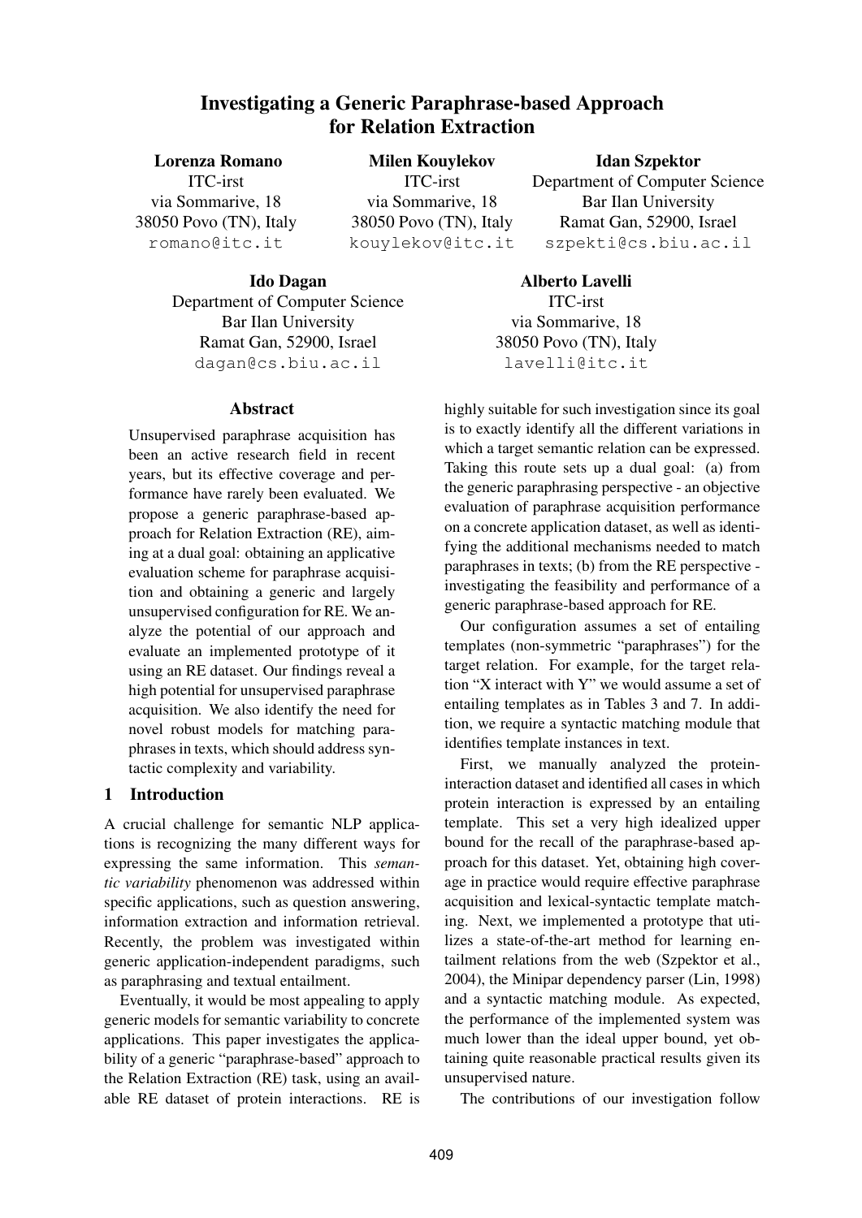# Investigating a Generic Paraphrase-based Approach for Relation Extraction

**Lorenza Romano**
ITC-irst
via Sommarive, 18
38050 Povo (TN), Italy
romano@itc.it

**Milen Kouylekov**
ITC-irst
via Sommarive, 18
38050 Povo (TN), Italy
kouylekov@itc.it

**Idan Szpektor**
Department of Computer Science
Bar Ilan University
Ramat Gan, 52900, Israel
szpekti@cs.biu.ac.il

**Ido Dagan**
Department of Computer Science
Bar Ilan University
Ramat Gan, 52900, Israel
dagan@cs.biu.ac.il

**Alberto Lavelli**
ITC-irst
via Sommarive, 18
38050 Povo (TN), Italy
lavelli@itc.it

## Abstract

Unsupervised paraphrase acquisition has been an active research field in recent years, but its effective coverage and performance have rarely been evaluated. We propose a generic paraphrase-based approach for Relation Extraction (RE), aiming at a dual goal: obtaining an applicative evaluation scheme for paraphrase acquisition and obtaining a generic and largely unsupervised configuration for RE. We analyze the potential of our approach and evaluate an implemented prototype of it using an RE dataset. Our findings reveal a high potential for unsupervised paraphrase acquisition. We also identify the need for novel robust models for matching paraphrases in texts, which should address syntactic complexity and variability.

## 1 Introduction

A crucial challenge for semantic NLP applications is recognizing the many different ways for expressing the same information. This *semantic variability* phenomenon was addressed within specific applications, such as question answering, information extraction and information retrieval. Recently, the problem was investigated within generic application-independent paradigms, such as paraphrasing and textual entailment.

Eventually, it would be most appealing to apply generic models for semantic variability to concrete applications. This paper investigates the applicability of a generic "paraphrase-based" approach to the Relation Extraction (RE) task, using an available RE dataset of protein interactions. RE is highly suitable for such investigation since its goal is to exactly identify all the different variations in which a target semantic relation can be expressed. Taking this route sets up a dual goal: (a) from the generic paraphrasing perspective - an objective evaluation of paraphrase acquisition performance on a concrete application dataset, as well as identifying the additional mechanisms needed to match paraphrases in texts; (b) from the RE perspective - investigating the feasibility and performance of a generic paraphrase-based approach for RE.

Our configuration assumes a set of entailing templates (non-symmetric "paraphrases") for the target relation. For example, for the target relation "X interact with Y" we would assume a set of entailing templates as in Tables 3 and 7. In addition, we require a syntactic matching module that identifies template instances in text.

First, we manually analyzed the protein-interaction dataset and identified all cases in which protein interaction is expressed by an entailing template. This set a very high idealized upper bound for the recall of the paraphrase-based approach for this dataset. Yet, obtaining high coverage in practice would require effective paraphrase acquisition and lexical-syntactic template matching. Next, we implemented a prototype that utilizes a state-of-the-art method for learning entailment relations from the web (Szpektor et al., 2004), the Minipar dependency parser (Lin, 1998) and a syntactic matching module. As expected, the performance of the implemented system was much lower than the ideal upper bound, yet obtaining quite reasonable practical results given its unsupervised nature.

The contributions of our investigation follow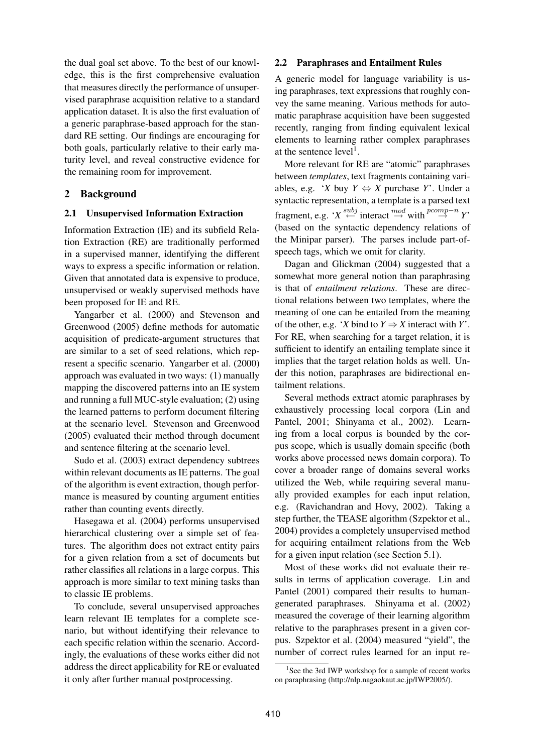the dual goal set above. To the best of our knowledge, this is the first comprehensive evaluation that measures directly the performance of unsupervised paraphrase acquisition relative to a standard application dataset. It is also the first evaluation of a generic paraphrase-based approach for the standard RE setting. Our findings are encouraging for both goals, particularly relative to their early maturity level, and reveal constructive evidence for the remaining room for improvement.

## 2 Background

### 2.1 Unsupervised Information Extraction

Information Extraction (IE) and its subfield Relation Extraction (RE) are traditionally performed in a supervised manner, identifying the different ways to express a specific information or relation. Given that annotated data is expensive to produce, unsupervised or weakly supervised methods have been proposed for IE and RE.

Yangarber et al. (2000) and Stevenson and Greenwood (2005) define methods for automatic acquisition of predicate-argument structures that are similar to a set of seed relations, which represent a specific scenario. Yangarber et al. (2000) approach was evaluated in two ways: (1) manually mapping the discovered patterns into an IE system and running a full MUC-style evaluation; (2) using the learned patterns to perform document filtering at the scenario level. Stevenson and Greenwood (2005) evaluated their method through document and sentence filtering at the scenario level.

Sudo et al. (2003) extract dependency subtrees within relevant documents as IE patterns. The goal of the algorithm is event extraction, though performance is measured by counting argument entities rather than counting events directly.

Hasegawa et al. (2004) performs unsupervised hierarchical clustering over a simple set of features. The algorithm does not extract entity pairs for a given relation from a set of documents but rather classifies all relations in a large corpus. This approach is more similar to text mining tasks than to classic IE problems.

To conclude, several unsupervised approaches learn relevant IE templates for a complete scenario, but without identifying their relevance to each specific relation within the scenario. Accordingly, the evaluations of these works either did not address the direct applicability for RE or evaluated it only after further manual postprocessing.

### 2.2 Paraphrases and Entailment Rules

A generic model for language variability is using paraphrases, text expressions that roughly convey the same meaning. Various methods for automatic paraphrase acquisition have been suggested recently, ranging from finding equivalent lexical elements to learning rather complex paraphrases at the sentence level[1].

More relevant for RE are "atomic" paraphrases between *templates*, text fragments containing variables, e.g. '$X$ buy $Y \Leftrightarrow X$ purchase $Y$'. Under a syntactic representation, a template is a parsed text fragment, e.g. '$X \overset{subj}{\leftarrow}$ interact $\overset{mod}{\rightarrow}$ with $\overset{pcomp-n}{\rightarrow} Y$' (based on the syntactic dependency relations of the Minipar parser). The parses include part-of-speech tags, which we omit for clarity.

Dagan and Glickman (2004) suggested that a somewhat more general notion than paraphrasing is that of *entailment relations*. These are directional relations between two templates, where the meaning of one can be entailed from the meaning of the other, e.g. '$X$ bind to $Y \Rightarrow X$ interact with $Y$'. For RE, when searching for a target relation, it is sufficient to identify an entailing template since it implies that the target relation holds as well. Under this notion, paraphrases are bidirectional entailment relations.

Several methods extract atomic paraphrases by exhaustively processing local corpora (Lin and Pantel, 2001; Shinyama et al., 2002). Learning from a local corpus is bounded by the corpus scope, which is usually domain specific (both works above processed news domain corpora). To cover a broader range of domains several works utilized the Web, while requiring several manually provided examples for each input relation, e.g. (Ravichandran and Hovy, 2002). Taking a step further, the TEASE algorithm (Szpektor et al., 2004) provides a completely unsupervised method for acquiring entailment relations from the Web for a given input relation (see Section 5.1).

Most of these works did not evaluate their results in terms of application coverage. Lin and Pantel (2001) compared their results to human-generated paraphrases. Shinyama et al. (2002) measured the coverage of their learning algorithm relative to the paraphrases present in a given corpus. Szpektor et al. (2004) measured "yield", the number of correct rules learned for an input re-

[1] See the 3rd IWP workshop for a sample of recent works on paraphrasing (http://nlp.nagaokaut.ac.jp/IWP2005/).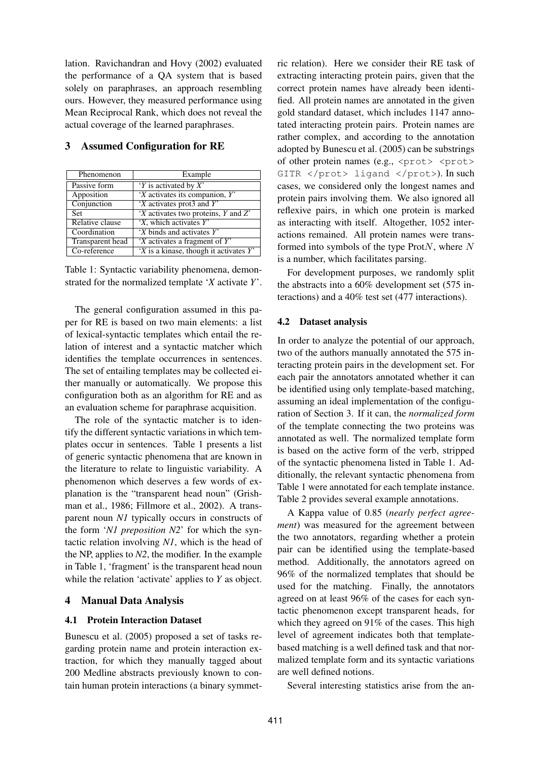lation. Ravichandran and Hovy (2002) evaluated the performance of a QA system that is based solely on paraphrases, an approach resembling ours. However, they measured performance using Mean Reciprocal Rank, which does not reveal the actual coverage of the learned paraphrases.

## 3 Assumed Configuration for RE

| Phenomenon | Example |
|---|---|
| Passive form | '*Y* is activated by *X*' |
| Apposition | '*X* activates its companion, *Y*' |
| Conjunction | '*X* activates prot3 and *Y*' |
| Set | '*X* activates two proteins, *Y* and *Z*' |
| Relative clause | '*X*, which activates *Y*' |
| Coordination | '*X* binds and activates *Y*' |
| Transparent head | '*X* activates a fragment of *Y*' |
| Co-reference | '*X* is a kinase, though it activates *Y*' |

Table 1: Syntactic variability phenomena, demonstrated for the normalized template '*X* activate *Y*'.

The general configuration assumed in this paper for RE is based on two main elements: a list of lexical-syntactic templates which entail the relation of interest and a syntactic matcher which identifies the template occurrences in sentences. The set of entailing templates may be collected either manually or automatically. We propose this configuration both as an algorithm for RE and as an evaluation scheme for paraphrase acquisition.

The role of the syntactic matcher is to identify the different syntactic variations in which templates occur in sentences. Table 1 presents a list of generic syntactic phenomena that are known in the literature to relate to linguistic variability. A phenomenon which deserves a few words of explanation is the "transparent head noun" (Grishman et al., 1986; Fillmore et al., 2002). A transparent noun *N1* typically occurs in constructs of the form '*N1 preposition N2*' for which the syntactic relation involving *N1*, which is the head of the NP, applies to *N2*, the modifier. In the example in Table 1, 'fragment' is the transparent head noun while the relation 'activate' applies to *Y* as object.

## 4 Manual Data Analysis

### 4.1 Protein Interaction Dataset

Bunescu et al. (2005) proposed a set of tasks regarding protein name and protein interaction extraction, for which they manually tagged about 200 Medline abstracts previously known to contain human protein interactions (a binary symmetric relation). Here we consider their RE task of extracting interacting protein pairs, given that the correct protein names have already been identified. All protein names are annotated in the given gold standard dataset, which includes 1147 annotated interacting protein pairs. Protein names are rather complex, and according to the annotation adopted by Bunescu et al. (2005) can be substrings of other protein names (e.g., `<prot> <prot> GITR </prot> ligand </prot>`). In such cases, we considered only the longest names and protein pairs involving them. We also ignored all reflexive pairs, in which one protein is marked as interacting with itself. Altogether, 1052 interactions remained. All protein names were transformed into symbols of the type Prot$N$, where $N$ is a number, which facilitates parsing.

For development purposes, we randomly split the abstracts into a 60% development set (575 interactions) and a 40% test set (477 interactions).

### 4.2 Dataset analysis

In order to analyze the potential of our approach, two of the authors manually annotated the 575 interacting protein pairs in the development set. For each pair the annotators annotated whether it can be identified using only template-based matching, assuming an ideal implementation of the configuration of Section 3. If it can, the *normalized form* of the template connecting the two proteins was annotated as well. The normalized template form is based on the active form of the verb, stripped of the syntactic phenomena listed in Table 1. Additionally, the relevant syntactic phenomena from Table 1 were annotated for each template instance. Table 2 provides several example annotations.

A Kappa value of 0.85 (*nearly perfect agreement*) was measured for the agreement between the two annotators, regarding whether a protein pair can be identified using the template-based method. Additionally, the annotators agreed on 96% of the normalized templates that should be used for the matching. Finally, the annotators agreed on at least 96% of the cases for each syntactic phenomenon except transparent heads, for which they agreed on 91% of the cases. This high level of agreement indicates both that template-based matching is a well defined task and that normalized template form and its syntactic variations are well defined notions.

Several interesting statistics arise from the an-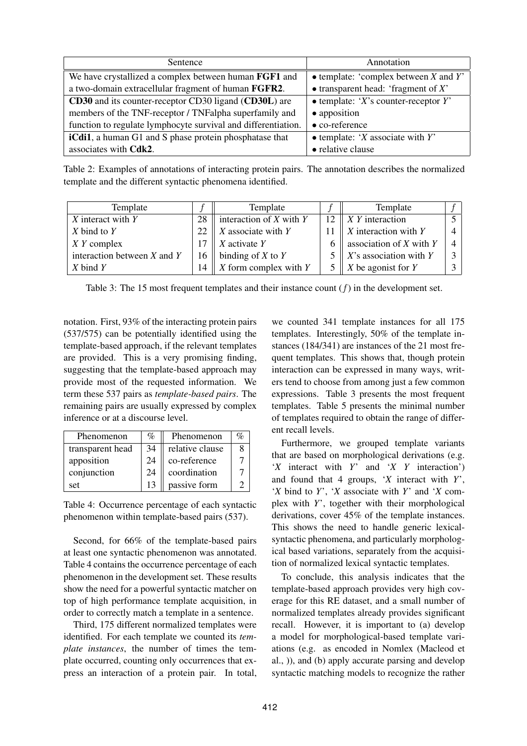| Sentence | Annotation |
|---|---|
| We have crystallized a complex between human **FGF1** and a two-domain extracellular fragment of human **FGFR2**. | • template: 'complex between *X* and *Y*' • transparent head: 'fragment of *X*' |
| **CD30** and its counter-receptor CD30 ligand (**CD30L**) are members of the TNF-receptor / TNFalpha superfamily and function to regulate lymphocyte survival and differentiation. | • template: '*X*'s counter-receptor *Y*' • apposition • co-reference |
| **iCdi1**, a human G1 and S phase protein phosphatase that associates with **Cdk2**. | • template: '*X* associate with *Y*' • relative clause |

Table 2: Examples of annotations of interacting protein pairs. The annotation describes the normalized template and the different syntactic phenomena identified.

| Template | $f$ | Template | $f$ | Template | $f$ |
|---|---|---|---|---|---|
| *X* interact with *Y* | 28 | interaction of *X* with *Y* | 12 | *X Y* interaction | 5 |
| *X* bind to *Y* | 22 | *X* associate with *Y* | 11 | *X* interaction with *Y* | 4 |
| *X Y* complex | 17 | *X* activate *Y* | 6 | association of *X* with *Y* | 4 |
| interaction between *X* and *Y* | 16 | binding of *X* to *Y* | 5 | *X*'s association with *Y* | 3 |
| *X* bind *Y* | 14 | *X* form complex with *Y* | 5 | *X* be agonist for *Y* | 3 |

Table 3: The 15 most frequent templates and their instance count ($f$) in the development set.

notation. First, 93% of the interacting protein pairs (537/575) can be potentially identified using the template-based approach, if the relevant templates are provided. This is a very promising finding, suggesting that the template-based approach may provide most of the requested information. We term these 537 pairs as *template-based pairs*. The remaining pairs are usually expressed by complex inference or at a discourse level.

| Phenomenon | % | Phenomenon | % |
|---|---|---|---|
| transparent head | 34 | relative clause | 8 |
| apposition | 24 | co-reference | 7 |
| conjunction | 24 | coordination | 7 |
| set | 13 | passive form | 2 |

Table 4: Occurrence percentage of each syntactic phenomenon within template-based pairs (537).

Second, for 66% of the template-based pairs at least one syntactic phenomenon was annotated. Table 4 contains the occurrence percentage of each phenomenon in the development set. These results show the need for a powerful syntactic matcher on top of high performance template acquisition, in order to correctly match a template in a sentence.

Third, 175 different normalized templates were identified. For each template we counted its *template instances*, the number of times the template occurred, counting only occurrences that express an interaction of a protein pair. In total, we counted 341 template instances for all 175 templates. Interestingly, 50% of the template instances (184/341) are instances of the 21 most frequent templates. This shows that, though protein interaction can be expressed in many ways, writers tend to choose from among just a few common expressions. Table 3 presents the most frequent templates. Table 5 presents the minimal number of templates required to obtain the range of different recall levels.

Furthermore, we grouped template variants that are based on morphological derivations (e.g. '*X* interact with *Y*' and '*X Y* interaction') and found that 4 groups, '*X* interact with *Y*', '*X* bind to *Y*', '*X* associate with *Y*' and '*X* complex with *Y*', together with their morphological derivations, cover 45% of the template instances. This shows the need to handle generic lexical-syntactic phenomena, and particularly morphological based variations, separately from the acquisition of normalized lexical syntactic templates.

To conclude, this analysis indicates that the template-based approach provides very high coverage for this RE dataset, and a small number of normalized templates already provides significant recall. However, it is important to (a) develop a model for morphological-based template variations (e.g. as encoded in Nomlex (Macleod et al., )), and (b) apply accurate parsing and develop syntactic matching models to recognize the rather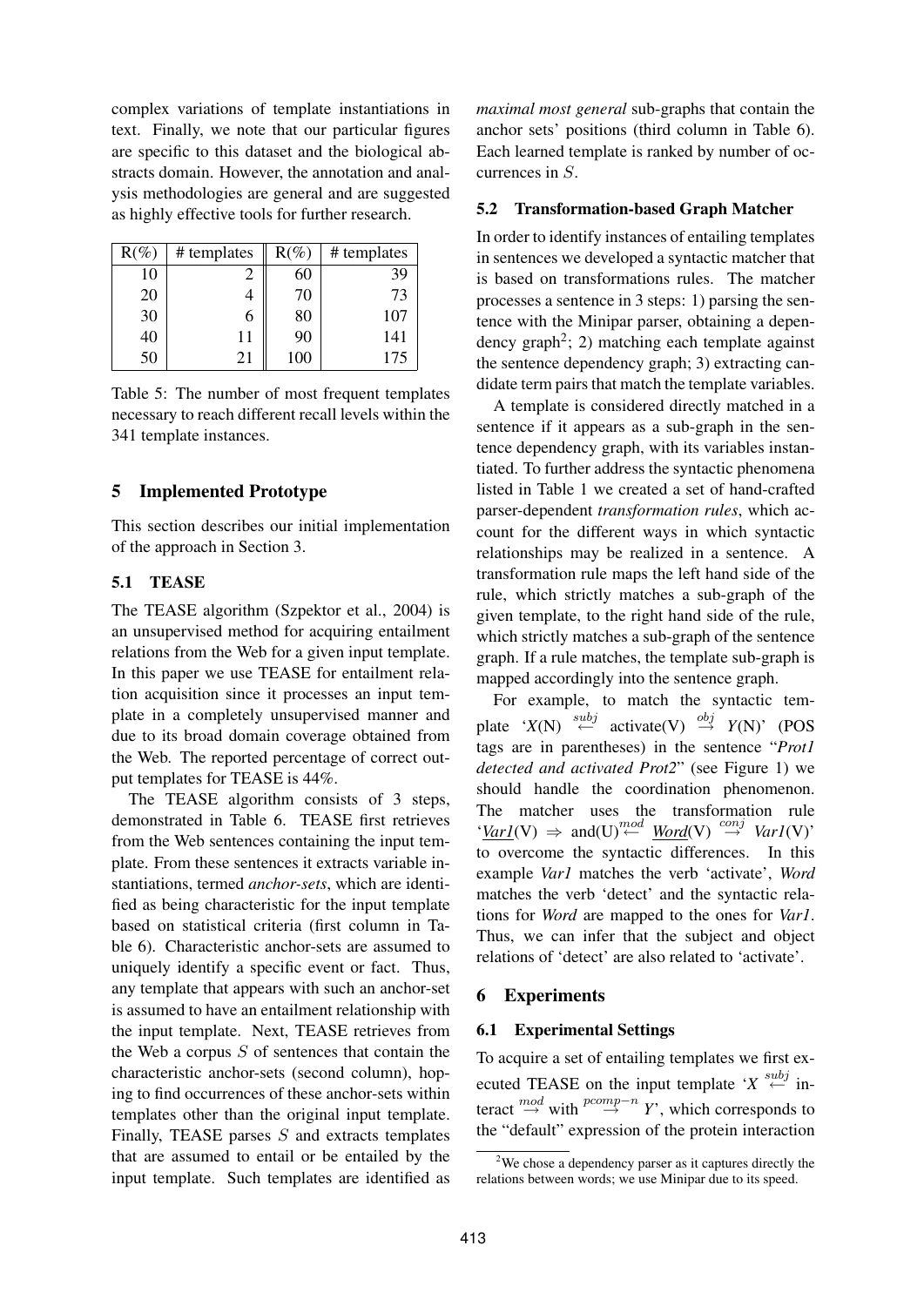complex variations of template instantiations in text. Finally, we note that our particular figures are specific to this dataset and the biological abstracts domain. However, the annotation and analysis methodologies are general and are suggested as highly effective tools for further research.

| R(%) | # templates | R(%) | # templates |
|---|---|---|---|
| 10 | 2 | 60 | 39 |
| 20 | 4 | 70 | 73 |
| 30 | 6 | 80 | 107 |
| 40 | 11 | 90 | 141 |
| 50 | 21 | 100 | 175 |

Table 5: The number of most frequent templates necessary to reach different recall levels within the 341 template instances.

## 5 Implemented Prototype

This section describes our initial implementation of the approach in Section 3.

### 5.1 TEASE

The TEASE algorithm (Szpektor et al., 2004) is an unsupervised method for acquiring entailment relations from the Web for a given input template. In this paper we use TEASE for entailment relation acquisition since it processes an input template in a completely unsupervised manner and due to its broad domain coverage obtained from the Web. The reported percentage of correct output templates for TEASE is 44%.

The TEASE algorithm consists of 3 steps, demonstrated in Table 6. TEASE first retrieves from the Web sentences containing the input template. From these sentences it extracts variable instantiations, termed *anchor-sets*, which are identified as being characteristic for the input template based on statistical criteria (first column in Table 6). Characteristic anchor-sets are assumed to uniquely identify a specific event or fact. Thus, any template that appears with such an anchor-set is assumed to have an entailment relationship with the input template. Next, TEASE retrieves from the Web a corpus $S$ of sentences that contain the characteristic anchor-sets (second column), hoping to find occurrences of these anchor-sets within templates other than the original input template. Finally, TEASE parses $S$ and extracts templates that are assumed to entail or be entailed by the input template. Such templates are identified as *maximal most general* sub-graphs that contain the anchor sets' positions (third column in Table 6). Each learned template is ranked by number of occurrences in $S$.

### 5.2 Transformation-based Graph Matcher

In order to identify instances of entailing templates in sentences we developed a syntactic matcher that is based on transformations rules. The matcher processes a sentence in 3 steps: 1) parsing the sentence with the Minipar parser, obtaining a dependency graph[2]; 2) matching each template against the sentence dependency graph; 3) extracting candidate term pairs that match the template variables.

A template is considered directly matched in a sentence if it appears as a sub-graph in the sentence dependency graph, with its variables instantiated. To further address the syntactic phenomena listed in Table 1 we created a set of hand-crafted parser-dependent *transformation rules*, which account for the different ways in which syntactic relationships may be realized in a sentence. A transformation rule maps the left hand side of the rule, which strictly matches a sub-graph of the given template, to the right hand side of the rule, which strictly matches a sub-graph of the sentence graph. If a rule matches, the template sub-graph is mapped accordingly into the sentence graph.

For example, to match the syntactic template '*X*(N) $\stackrel{subj}{\leftarrow}$ activate(V) $\stackrel{obj}{\rightarrow}$ *Y*(N)' (POS tags are in parentheses) in the sentence "*Prot1 detected and activated Prot2*" (see Figure 1) we should handle the coordination phenomenon. The matcher uses the transformation rule '*Var1*(V) $\Rightarrow$ and(U) $\stackrel{mod}{\leftarrow}$ *Word*(V) $\stackrel{conj}{\rightarrow}$ *Var1*(V)' to overcome the syntactic differences. In this example *Var1* matches the verb 'activate', *Word* matches the verb 'detect' and the syntactic relations for *Word* are mapped to the ones for *Var1*. Thus, we can infer that the subject and object relations of 'detect' are also related to 'activate'.

## 6 Experiments

### 6.1 Experimental Settings

To acquire a set of entailing templates we first executed TEASE on the input template '*X* $\stackrel{subj}{\leftarrow}$ interact $\stackrel{mod}{\rightarrow}$ with $\stackrel{pcomp-n}{\rightarrow}$ *Y*', which corresponds to the "default" expression of the protein interaction

[2] We chose a dependency parser as it captures directly the relations between words; we use Minipar due to its speed.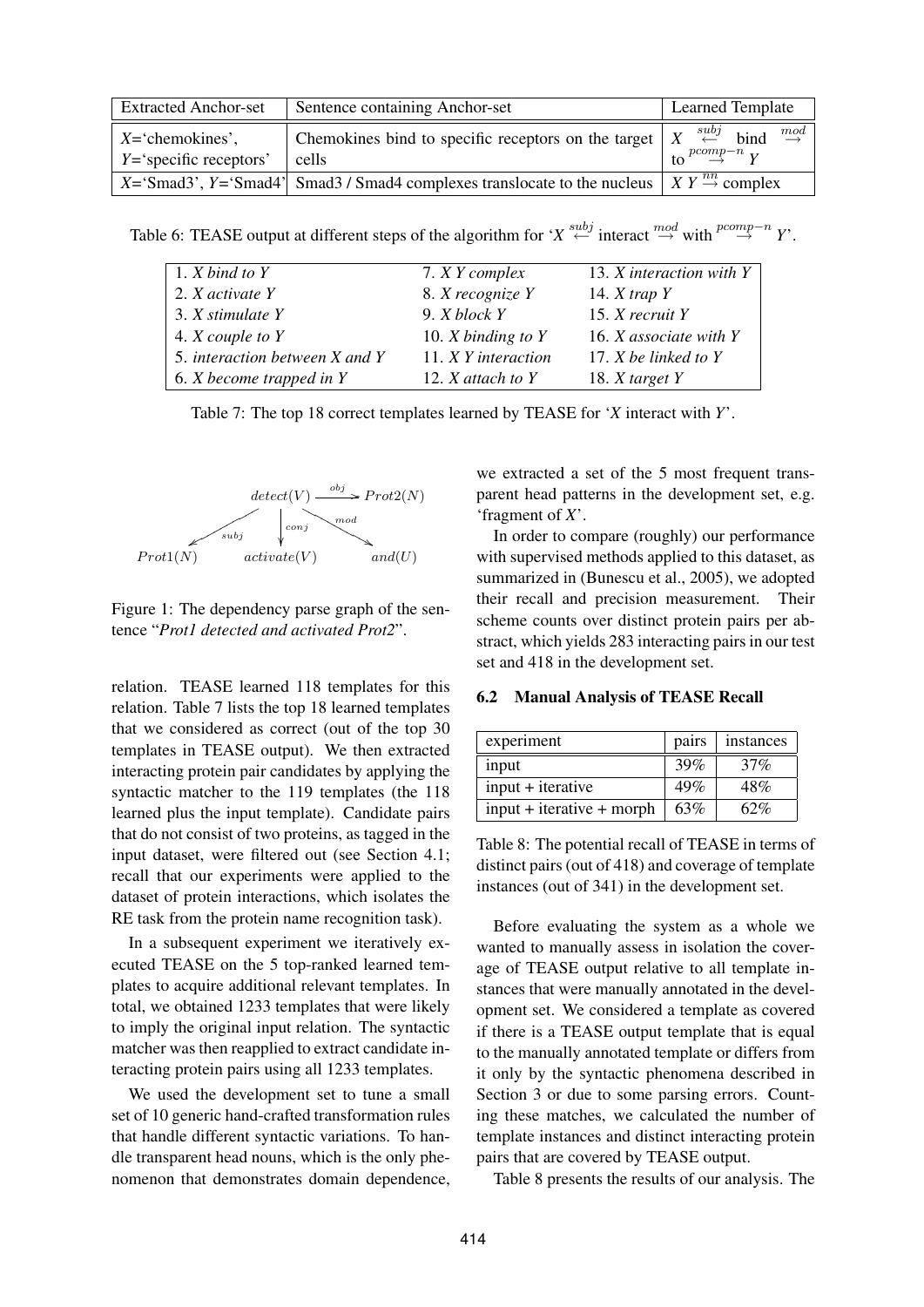| Extracted Anchor-set | Sentence containing Anchor-set | Learned Template |
|---|---|---|
| *X*='chemokines', *Y*='specific receptors' | Chemokines bind to specific receptors on the target cells | $X \overset{subj}{\leftarrow}$ bind $\overset{mod}{\rightarrow}$ to $\overset{pcomp-n}{\rightarrow} Y$ |
| *X*='Smad3', *Y*='Smad4' | Smad3 / Smad4 complexes translocate to the nucleus | $X\ Y \overset{nn}{\rightarrow}$ complex |

Table 6: TEASE output at different steps of the algorithm for '$X \overset{subj}{\leftarrow}$ interact $\overset{mod}{\rightarrow}$ with $\overset{pcomp-n}{\rightarrow} Y$'.

| | | |
|---|---|---|
| 1. *X bind to Y* | 7. *X Y complex* | 13. *X interaction with Y* |
| 2. *X activate Y* | 8. *X recognize Y* | 14. *X trap Y* |
| 3. *X stimulate Y* | 9. *X block Y* | 15. *X recruit Y* |
| 4. *X couple to Y* | 10. *X binding to Y* | 16. *X associate with Y* |
| 5. *interaction between X and Y* | 11. *X Y interaction* | 17. *X be linked to Y* |
| 6. *X become trapped in Y* | 12. *X attach to Y* | 18. *X target Y* |

Table 7: The top 18 correct templates learned by TEASE for '*X* interact with *Y*'.

$detect(V) \overset{obj}{\longrightarrow} Prot2(N)$; $detect(V) \overset{subj}{\longrightarrow} Prot1(N)$; $detect(V) \overset{conj}{\longrightarrow} activate(V)$; $detect(V) \overset{mod}{\longrightarrow} and(U)$

Figure 1: The dependency parse graph of the sentence "*Prot1 detected and activated Prot2*".

relation. TEASE learned 118 templates for this relation. Table 7 lists the top 18 learned templates that we considered as correct (out of the top 30 templates in TEASE output). We then extracted interacting protein pair candidates by applying the syntactic matcher to the 119 templates (the 118 learned plus the input template). Candidate pairs that do not consist of two proteins, as tagged in the input dataset, were filtered out (see Section 4.1; recall that our experiments were applied to the dataset of protein interactions, which isolates the RE task from the protein name recognition task).

In a subsequent experiment we iteratively executed TEASE on the 5 top-ranked learned templates to acquire additional relevant templates. In total, we obtained 1233 templates that were likely to imply the original input relation. The syntactic matcher was then reapplied to extract candidate interacting protein pairs using all 1233 templates.

We used the development set to tune a small set of 10 generic hand-crafted transformation rules that handle different syntactic variations. To handle transparent head nouns, which is the only phenomenon that demonstrates domain dependence, we extracted a set of the 5 most frequent transparent head patterns in the development set, e.g. 'fragment of *X*'.

In order to compare (roughly) our performance with supervised methods applied to this dataset, as summarized in (Bunescu et al., 2005), we adopted their recall and precision measurement. Their scheme counts over distinct protein pairs per abstract, which yields 283 interacting pairs in our test set and 418 in the development set.

### 6.2 Manual Analysis of TEASE Recall

| experiment | pairs | instances |
|---|---|---|
| input | 39% | 37% |
| input + iterative | 49% | 48% |
| input + iterative + morph | 63% | 62% |

Table 8: The potential recall of TEASE in terms of distinct pairs (out of 418) and coverage of template instances (out of 341) in the development set.

Before evaluating the system as a whole we wanted to manually assess in isolation the coverage of TEASE output relative to all template instances that were manually annotated in the development set. We considered a template as covered if there is a TEASE output template that is equal to the manually annotated template or differs from it only by the syntactic phenomena described in Section 3 or due to some parsing errors. Counting these matches, we calculated the number of template instances and distinct interacting protein pairs that are covered by TEASE output.

Table 8 presents the results of our analysis. The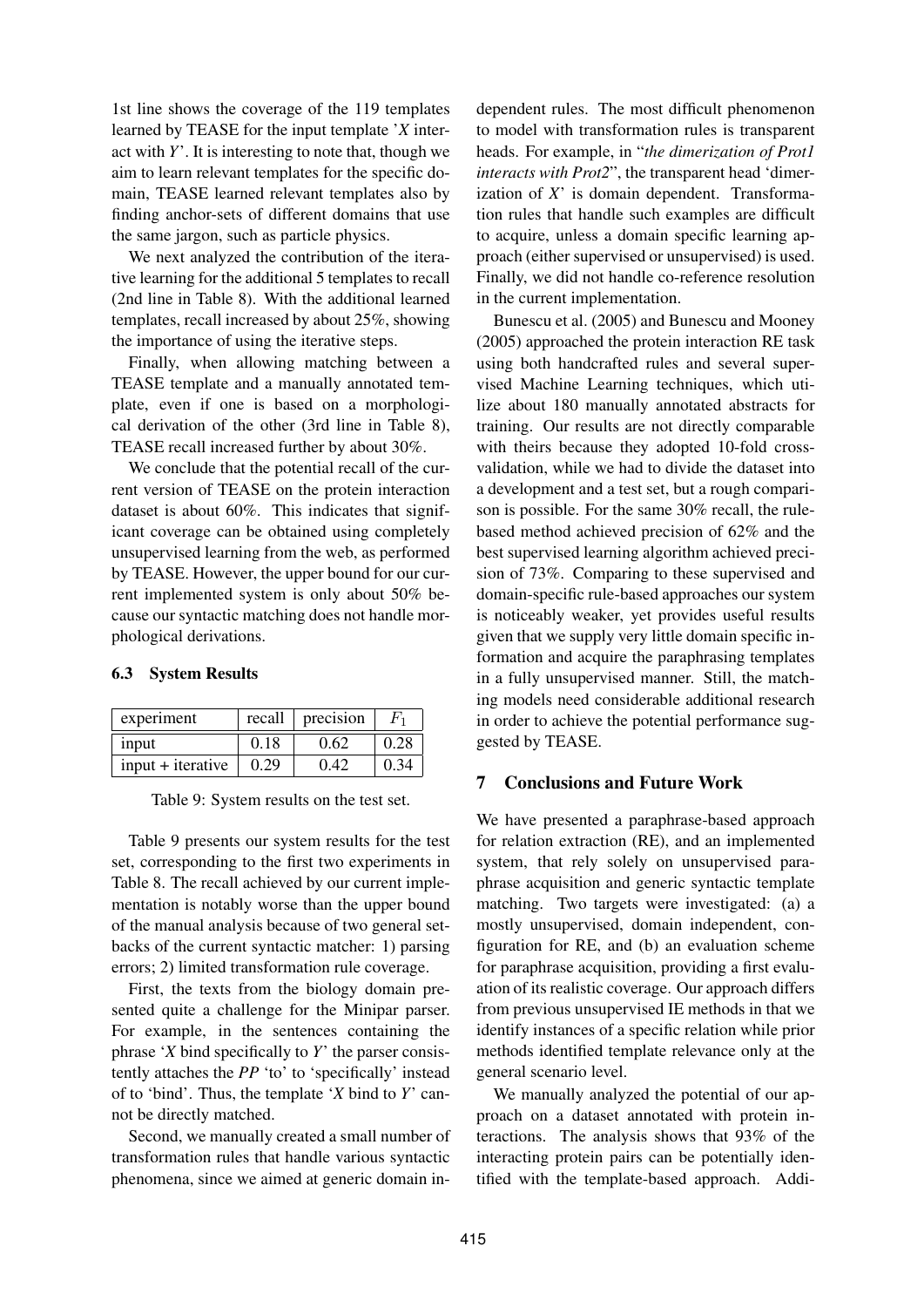1st line shows the coverage of the 119 templates learned by TEASE for the input template '*X* interact with *Y*'. It is interesting to note that, though we aim to learn relevant templates for the specific domain, TEASE learned relevant templates also by finding anchor-sets of different domains that use the same jargon, such as particle physics.

We next analyzed the contribution of the iterative learning for the additional 5 templates to recall (2nd line in Table 8). With the additional learned templates, recall increased by about 25%, showing the importance of using the iterative steps.

Finally, when allowing matching between a TEASE template and a manually annotated template, even if one is based on a morphological derivation of the other (3rd line in Table 8), TEASE recall increased further by about 30%.

We conclude that the potential recall of the current version of TEASE on the protein interaction dataset is about 60%. This indicates that significant coverage can be obtained using completely unsupervised learning from the web, as performed by TEASE. However, the upper bound for our current implemented system is only about 50% because our syntactic matching does not handle morphological derivations.

### 6.3 System Results

| experiment | recall | precision | $F_1$ |
|---|---|---|---|
| input | 0.18 | 0.62 | 0.28 |
| input + iterative | 0.29 | 0.42 | 0.34 |

Table 9: System results on the test set.

Table 9 presents our system results for the test set, corresponding to the first two experiments in Table 8. The recall achieved by our current implementation is notably worse than the upper bound of the manual analysis because of two general setbacks of the current syntactic matcher: 1) parsing errors; 2) limited transformation rule coverage.

First, the texts from the biology domain presented quite a challenge for the Minipar parser. For example, in the sentences containing the phrase '*X* bind specifically to *Y*' the parser consistently attaches the *PP* 'to' to 'specifically' instead of to 'bind'. Thus, the template '*X* bind to *Y*' cannot be directly matched.

Second, we manually created a small number of transformation rules that handle various syntactic phenomena, since we aimed at generic domain independent rules. The most difficult phenomenon to model with transformation rules is transparent heads. For example, in "*the dimerization of Prot1 interacts with Prot2*", the transparent head 'dimerization of *X*' is domain dependent. Transformation rules that handle such examples are difficult to acquire, unless a domain specific learning approach (either supervised or unsupervised) is used. Finally, we did not handle co-reference resolution in the current implementation.

Bunescu et al. (2005) and Bunescu and Mooney (2005) approached the protein interaction RE task using both handcrafted rules and several supervised Machine Learning techniques, which utilize about 180 manually annotated abstracts for training. Our results are not directly comparable with theirs because they adopted 10-fold cross-validation, while we had to divide the dataset into a development and a test set, but a rough comparison is possible. For the same 30% recall, the rule-based method achieved precision of 62% and the best supervised learning algorithm achieved precision of 73%. Comparing to these supervised and domain-specific rule-based approaches our system is noticeably weaker, yet provides useful results given that we supply very little domain specific information and acquire the paraphrasing templates in a fully unsupervised manner. Still, the matching models need considerable additional research in order to achieve the potential performance suggested by TEASE.

## 7 Conclusions and Future Work

We have presented a paraphrase-based approach for relation extraction (RE), and an implemented system, that rely solely on unsupervised paraphrase acquisition and generic syntactic template matching. Two targets were investigated: (a) a mostly unsupervised, domain independent, configuration for RE, and (b) an evaluation scheme for paraphrase acquisition, providing a first evaluation of its realistic coverage. Our approach differs from previous unsupervised IE methods in that we identify instances of a specific relation while prior methods identified template relevance only at the general scenario level.

We manually analyzed the potential of our approach on a dataset annotated with protein interactions. The analysis shows that 93% of the interacting protein pairs can be potentially identified with the template-based approach. Addi-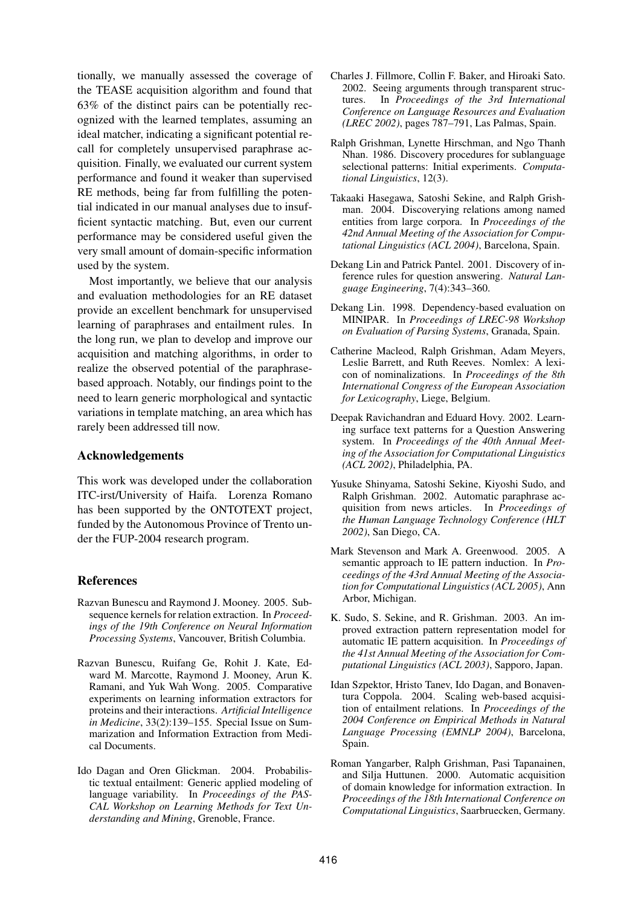tionally, we manually assessed the coverage of the TEASE acquisition algorithm and found that 63% of the distinct pairs can be potentially recognized with the learned templates, assuming an ideal matcher, indicating a significant potential recall for completely unsupervised paraphrase acquisition. Finally, we evaluated our current system performance and found it weaker than supervised RE methods, being far from fulfilling the potential indicated in our manual analyses due to insufficient syntactic matching. But, even our current performance may be considered useful given the very small amount of domain-specific information used by the system.

Most importantly, we believe that our analysis and evaluation methodologies for an RE dataset provide an excellent benchmark for unsupervised learning of paraphrases and entailment rules. In the long run, we plan to develop and improve our acquisition and matching algorithms, in order to realize the observed potential of the paraphrase-based approach. Notably, our findings point to the need to learn generic morphological and syntactic variations in template matching, an area which has rarely been addressed till now.

## Acknowledgements

This work was developed under the collaboration ITC-irst/University of Haifa. Lorenza Romano has been supported by the ONTOTEXT project, funded by the Autonomous Province of Trento under the FUP-2004 research program.

## References

Razvan Bunescu and Raymond J. Mooney. 2005. Subsequence kernels for relation extraction. In *Proceedings of the 19th Conference on Neural Information Processing Systems*, Vancouver, British Columbia.

Razvan Bunescu, Ruifang Ge, Rohit J. Kate, Edward M. Marcotte, Raymond J. Mooney, Arun K. Ramani, and Yuk Wah Wong. 2005. Comparative experiments on learning information extractors for proteins and their interactions. *Artificial Intelligence in Medicine*, 33(2):139–155. Special Issue on Summarization and Information Extraction from Medical Documents.

Ido Dagan and Oren Glickman. 2004. Probabilistic textual entailment: Generic applied modeling of language variability. In *Proceedings of the PASCAL Workshop on Learning Methods for Text Understanding and Mining*, Grenoble, France.

Charles J. Fillmore, Collin F. Baker, and Hiroaki Sato. 2002. Seeing arguments through transparent structures. In *Proceedings of the 3rd International Conference on Language Resources and Evaluation (LREC 2002)*, pages 787–791, Las Palmas, Spain.

Ralph Grishman, Lynette Hirschman, and Ngo Thanh Nhan. 1986. Discovery procedures for sublanguage selectional patterns: Initial experiments. *Computational Linguistics*, 12(3).

Takaaki Hasegawa, Satoshi Sekine, and Ralph Grishman. 2004. Discoverying relations among named entities from large corpora. In *Proceedings of the 42nd Annual Meeting of the Association for Computational Linguistics (ACL 2004)*, Barcelona, Spain.

Dekang Lin and Patrick Pantel. 2001. Discovery of inference rules for question answering. *Natural Language Engineering*, 7(4):343–360.

Dekang Lin. 1998. Dependency-based evaluation on MINIPAR. In *Proceedings of LREC-98 Workshop on Evaluation of Parsing Systems*, Granada, Spain.

Catherine Macleod, Ralph Grishman, Adam Meyers, Leslie Barrett, and Ruth Reeves. Nomlex: A lexicon of nominalizations. In *Proceedings of the 8th International Congress of the European Association for Lexicography*, Liege, Belgium.

Deepak Ravichandran and Eduard Hovy. 2002. Learning surface text patterns for a Question Answering system. In *Proceedings of the 40th Annual Meeting of the Association for Computational Linguistics (ACL 2002)*, Philadelphia, PA.

Yusuke Shinyama, Satoshi Sekine, Kiyoshi Sudo, and Ralph Grishman. 2002. Automatic paraphrase acquisition from news articles. In *Proceedings of the Human Language Technology Conference (HLT 2002)*, San Diego, CA.

Mark Stevenson and Mark A. Greenwood. 2005. A semantic approach to IE pattern induction. In *Proceedings of the 43rd Annual Meeting of the Association for Computational Linguistics (ACL 2005)*, Ann Arbor, Michigan.

K. Sudo, S. Sekine, and R. Grishman. 2003. An improved extraction pattern representation model for automatic IE pattern acquisition. In *Proceedings of the 41st Annual Meeting of the Association for Computational Linguistics (ACL 2003)*, Sapporo, Japan.

Idan Szpektor, Hristo Tanev, Ido Dagan, and Bonaventura Coppola. 2004. Scaling web-based acquisition of entailment relations. In *Proceedings of the 2004 Conference on Empirical Methods in Natural Language Processing (EMNLP 2004)*, Barcelona, Spain.

Roman Yangarber, Ralph Grishman, Pasi Tapanainen, and Silja Huttunen. 2000. Automatic acquisition of domain knowledge for information extraction. In *Proceedings of the 18th International Conference on Computational Linguistics*, Saarbruecken, Germany.